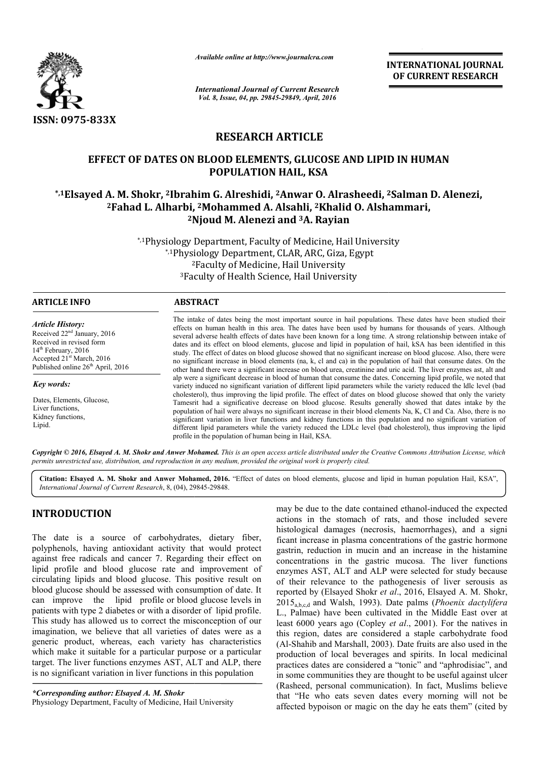*Available online at http://www.journalcra.com*

*International Journal of Current Research*
*Vol. 8, Issue, 04, pp. 29845-29849, April, 2016*

**INTERNATIONAL JOURNAL OF CURRENT RESEARCH**

ISSN: 0975-833X

# RESEARCH ARTICLE

## EFFECT OF DATES ON BLOOD ELEMENTS, GLUCOSE AND LIPID IN HUMAN POPULATION HAIL, KSA

**\*,[1]Elsayed A. M. Shokr, [2]Ibrahim G. Alreshidi, [2]Anwar O. Alrasheedi, [2]Salman D. Alenezi, [2]Fahad L. Alharbi, [2]Mohammed A. Alsahli, [2]Khalid O. Alshammari, [2]Njoud M. Alenezi and [3]A. Rayian**

[*,1]Physiology Department, Faculty of Medicine, Hail University
[*,1]Physiology Department, CLAR, ARC, Giza, Egypt
[2]Faculty of Medicine, Hail University
[3]Faculty of Health Science, Hail University

**ARTICLE INFO**

*Article History:*
Received 22[nd] January, 2016
Received in revised form
14[th] February, 2016
Accepted 21[st] March, 2016
Published online 26[th] April, 2016

*Key words:*

Dates, Elements, Glucose, Liver functions, Kidney functions, Lipid.

**ABSTRACT**

The intake of dates being the most important source in hail populations. These dates have been studied their effects on human health in this area. The dates have been used by humans for thousands of years. Although several adverse health effects of dates have been known for a long time. A strong relationship between intake of dates and its effect on blood elements, glucose and lipid in population of hail, kSA has been identified in this study. The effect of dates on blood glucose showed that no significant increase on blood glucose. Also, there were no significant increase in blood elements (na, k, cl and ca) in the population of hail that consume dates. On the other hand there were a significant increase on blood urea, creatinine and uric acid. The liver enzymes ast, alt and alp were a significant decrease in blood of human that consume the dates. Concerning lipid profile, we noted that variety induced no significant variation of different lipid parameters while the variety reduced the ldlc level (bad cholesterol), thus improving the lipid profile. The effect of dates on blood glucose showed that only the variety Tamesrit had a significative decrease on blood glucose. Results generally showed that dates intake by the population of hail were always no significant increase in their blood elements Na, K, Cl and Ca. Also, there is no significant variation in liver functions and kidney functions in this population and no significant variation of different lipid parameters while the variety reduced the LDLc level (bad cholesterol), thus improving the lipid profile in the population of human being in Hail, KSA.

*Copyright © 2016, Elsayed A. M. Shokr and Anwer Mohamed. This is an open access article distributed under the Creative Commons Attribution License, which permits unrestricted use, distribution, and reproduction in any medium, provided the original work is properly cited.*

**Citation: Elsayed A. M. Shokr and Anwer Mohamed, 2016.** "Effect of dates on blood elements, glucose and lipid in human population Hail, KSA", *International Journal of Current Research*, 8, (04), 29845-29848.

# INTRODUCTION

The date is a source of carbohydrates, dietary fiber, polyphenols, having antioxidant activity that would protect against free radicals and cancer 7. Regarding their effect on lipid profile and blood glucose rate and improvement of circulating lipids and blood glucose. This positive result on blood glucose should be assessed with consumption of date. It can improve the lipid profile or blood glucose levels in patients with type 2 diabetes or with a disorder of lipid profile. This study has allowed us to correct the misconception of our imagination, we believe that all varieties of dates were as a generic product, whereas, each variety has characteristics which make it suitable for a particular purpose or a particular target. The liver functions enzymes AST, ALT and ALP, there is no significant variation in liver functions in this population may be due to the date contained ethanol-induced the expected actions in the stomach of rats, and those included severe histological damages (necrosis, haemorrhages), and a significant increase in plasma concentrations of the gastric hormone gastrin, reduction in mucin and an increase in the histamine concentrations in the gastric mucosa. The liver functions enzymes AST, ALT and ALP were selected for study because of their relevance to the pathogenesis of liver serousis as reported by (Elsayed Shokr *et al*., 2016, Elsayed A. M. Shokr, $2015_{a,b,c,d}$ and Walsh, 1993). Date palms (*Phoenix dactylifera* L., Palmae) have been cultivated in the Middle East over at least 6000 years ago (Copley *et al*., 2001). For the natives in this region, dates are considered a staple carbohydrate food (Al-Shahib and Marshall, 2003). Date fruits are also used in the production of local beverages and spirits. In local medicinal practices dates are considered a "tonic" and "aphrodisiac", and in some communities they are thought to be useful against ulcer (Rasheed, personal communication). In fact, Muslims believe that "He who eats seven dates every morning will not be affected bypoison or magic on the day he eats them" (cited by

*\*Corresponding author: Elsayed A. M. Shokr*
Physiology Department, Faculty of Medicine, Hail University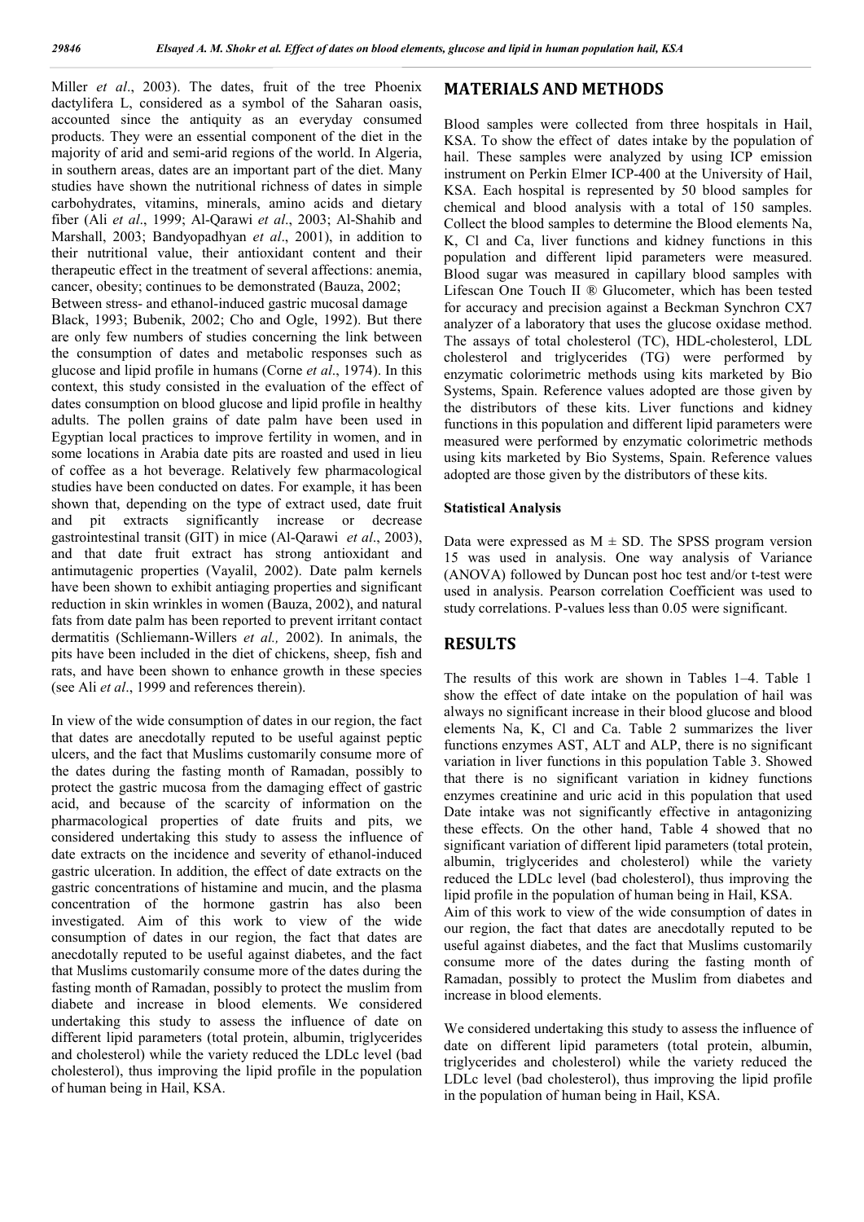Miller *et al*., 2003). The dates, fruit of the tree Phoenix dactylifera L, considered as a symbol of the Saharan oasis, accounted since the antiquity as an everyday consumed products. They were an essential component of the diet in the majority of arid and semi-arid regions of the world. In Algeria, in southern areas, dates are an important part of the diet. Many studies have shown the nutritional richness of dates in simple carbohydrates, vitamins, minerals, amino acids and dietary fiber (Ali *et al*., 1999; Al-Qarawi *et al*., 2003; Al-Shahib and Marshall, 2003; Bandyopadhyan *et al*., 2001), in addition to their nutritional value, their antioxidant content and their therapeutic effect in the treatment of several affections: anemia, cancer, obesity; continues to be demonstrated (Bauza, 2002; Between stress- and ethanol-induced gastric mucosal damage Black, 1993; Bubenik, 2002; Cho and Ogle, 1992). But there are only few numbers of studies concerning the link between the consumption of dates and metabolic responses such as glucose and lipid profile in humans (Corne *et al*., 1974). In this context, this study consisted in the evaluation of the effect of dates consumption on blood glucose and lipid profile in healthy adults. The pollen grains of date palm have been used in Egyptian local practices to improve fertility in women, and in some locations in Arabia date pits are roasted and used in lieu of coffee as a hot beverage. Relatively few pharmacological studies have been conducted on dates. For example, it has been shown that, depending on the type of extract used, date fruit and pit extracts significantly increase or decrease gastrointestinal transit (GIT) in mice (Al-Qarawi *et al*., 2003), and that date fruit extract has strong antioxidant and antimutagenic properties (Vayalil, 2002). Date palm kernels have been shown to exhibit antiaging properties and significant reduction in skin wrinkles in women (Bauza, 2002), and natural fats from date palm has been reported to prevent irritant contact dermatitis (Schliemann-Willers *et al.,* 2002). In animals, the pits have been included in the diet of chickens, sheep, fish and rats, and have been shown to enhance growth in these species (see Ali *et al*., 1999 and references therein).

In view of the wide consumption of dates in our region, the fact that dates are anecdotally reputed to be useful against peptic ulcers, and the fact that Muslims customarily consume more of the dates during the fasting month of Ramadan, possibly to protect the gastric mucosa from the damaging effect of gastric acid, and because of the scarcity of information on the pharmacological properties of date fruits and pits, we considered undertaking this study to assess the influence of date extracts on the incidence and severity of ethanol-induced gastric ulceration. In addition, the effect of date extracts on the gastric concentrations of histamine and mucin, and the plasma concentration of the hormone gastrin has also been investigated. Aim of this work to view of the wide consumption of dates in our region, the fact that dates are anecdotally reputed to be useful against diabetes, and the fact that Muslims customarily consume more of the dates during the fasting month of Ramadan, possibly to protect the muslim from diabete and increase in blood elements. We considered undertaking this study to assess the influence of date on different lipid parameters (total protein, albumin, triglycerides and cholesterol) while the variety reduced the LDLc level (bad cholesterol), thus improving the lipid profile in the population of human being in Hail, KSA.

## MATERIALS AND METHODS

Blood samples were collected from three hospitals in Hail, KSA. To show the effect of dates intake by the population of hail. These samples were analyzed by using ICP emission instrument on Perkin Elmer ICP-400 at the University of Hail, KSA. Each hospital is represented by 50 blood samples for chemical and blood analysis with a total of 150 samples. Collect the blood samples to determine the Blood elements Na, K, Cl and Ca, liver functions and kidney functions in this population and different lipid parameters were measured. Blood sugar was measured in capillary blood samples with Lifescan One Touch II ® Glucometer, which has been tested for accuracy and precision against a Beckman Synchron CX7 analyzer of a laboratory that uses the glucose oxidase method. The assays of total cholesterol (TC), HDL-cholesterol, LDL cholesterol and triglycerides (TG) were performed by enzymatic colorimetric methods using kits marketed by Bio Systems, Spain. Reference values adopted are those given by the distributors of these kits. Liver functions and kidney functions in this population and different lipid parameters were measured were performed by enzymatic colorimetric methods using kits marketed by Bio Systems, Spain. Reference values adopted are those given by the distributors of these kits.

### Statistical Analysis

Data were expressed as M ± SD. The SPSS program version 15 was used in analysis. One way analysis of Variance (ANOVA) followed by Duncan post hoc test and/or t-test were used in analysis. Pearson correlation Coefficient was used to study correlations. P-values less than 0.05 were significant.

## RESULTS

The results of this work are shown in Tables 1–4. Table 1 show the effect of date intake on the population of hail was always no significant increase in their blood glucose and blood elements Na, K, Cl and Ca. Table 2 summarizes the liver functions enzymes AST, ALT and ALP, there is no significant variation in liver functions in this population Table 3. Showed that there is no significant variation in kidney functions enzymes creatinine and uric acid in this population that used Date intake was not significantly effective in antagonizing these effects. On the other hand, Table 4 showed that no significant variation of different lipid parameters (total protein, albumin, triglycerides and cholesterol) while the variety reduced the LDLc level (bad cholesterol), thus improving the lipid profile in the population of human being in Hail, KSA.

Aim of this work to view of the wide consumption of dates in our region, the fact that dates are anecdotally reputed to be useful against diabetes, and the fact that Muslims customarily consume more of the dates during the fasting month of Ramadan, possibly to protect the Muslim from diabetes and increase in blood elements.

We considered undertaking this study to assess the influence of date on different lipid parameters (total protein, albumin, triglycerides and cholesterol) while the variety reduced the LDLc level (bad cholesterol), thus improving the lipid profile in the population of human being in Hail, KSA.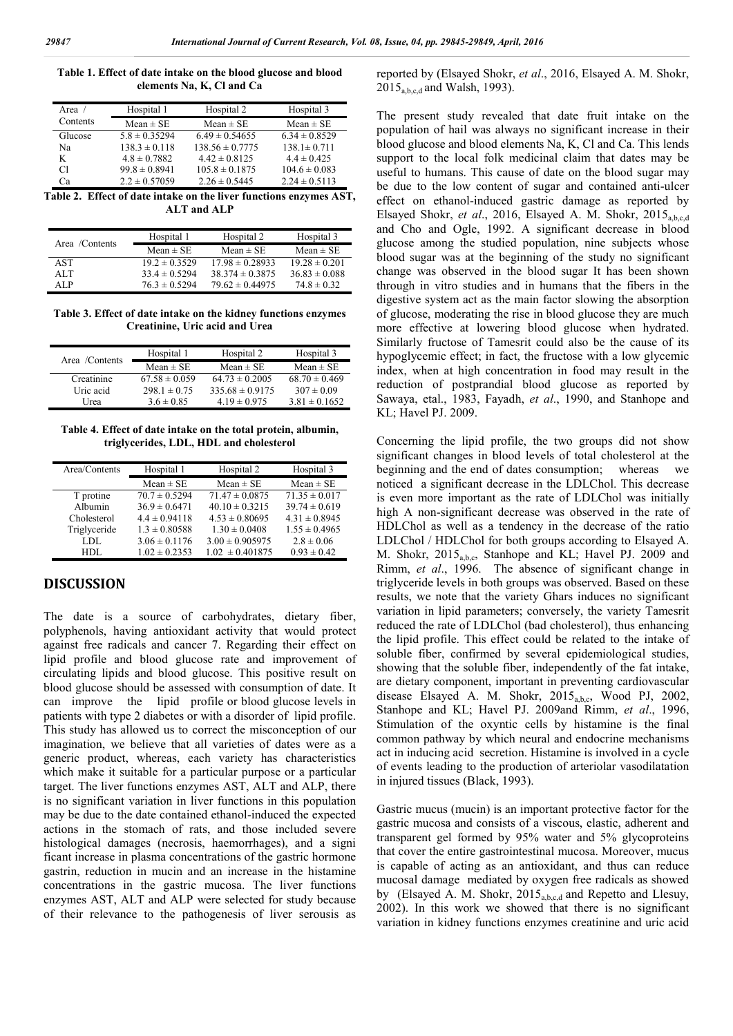**Table 1. Effect of date intake on the blood glucose and blood elements Na, K, Cl and Ca**

| Area / Contents | Hospital 1 | Hospital 2 | Hospital 3 |
|---|---|---|---|
| | Mean ± SE | Mean ± SE | Mean ± SE |
| Glucose | 5.8 ± 0.35294 | 6.49 ± 0.54655 | 6.34 ± 0.8529 |
| Na | 138.3 ± 0.118 | 138.56 ± 0.7775 | 138.1± 0.711 |
| K | 4.8 ± 0.7882 | 4.42 ± 0.8125 | 4.4 ± 0.425 |
| Cl | 99.8 ± 0.8941 | 105.8 ± 0.1875 | 104.6 ± 0.083 |
| Ca | 2.2 ± 0.57059 | 2.26 ± 0.5445 | 2.24 ± 0.5113 |

**Table 2. Effect of date intake on the liver functions enzymes AST, ALT and ALP**

| Area /Contents | Hospital 1 | Hospital 2 | Hospital 3 |
|---|---|---|---|
| | Mean ± SE | Mean ± SE | Mean ± SE |
| AST | 19.2 ± 0.3529 | 17.98 ± 0.28933 | 19.28 ± 0.201 |
| ALT | 33.4 ± 0.5294 | 38.374 ± 0.3875 | 36.83 ± 0.088 |
| ALP | 76.3 ± 0.5294 | 79.62 ± 0.44975 | 74.8 ± 0.32 |

**Table 3. Effect of date intake on the kidney functions enzymes Creatinine, Uric acid and Urea**

| Area /Contents | Hospital 1 | Hospital 2 | Hospital 3 |
|---|---|---|---|
| | Mean ± SE | Mean ± SE | Mean ± SE |
| Creatinine | 67.58 ± 0.059 | 64.73 ± 0.2005 | 68.70 ± 0.469 |
| Uric acid | 298.1 ± 0.75 | 335.68 ± 0.9175 | 307 ± 0.09 |
| Urea | 3.6 ± 0.85 | 4.19 ± 0.975 | 3.81 ± 0.1652 |

**Table 4. Effect of date intake on the total protein, albumin, triglycerides, LDL, HDL and cholesterol**

| Area/Contents | Hospital 1 | Hospital 2 | Hospital 3 |
|---|---|---|---|
| | Mean ± SE | Mean ± SE | Mean ± SE |
| T protine | 70.7 ± 0.5294 | 71.47 ± 0.0875 | 71.35 ± 0.017 |
| Albumin | 36.9 ± 0.6471 | 40.10 ± 0.3215 | 39.74 ± 0.619 |
| Cholesterol | 4.4 ± 0.94118 | 4.53 ± 0.80695 | 4.31 ± 0.8945 |
| Triglyceride | 1.3 ± 0.80588 | 1.30 ± 0.0408 | 1.55 ± 0.4965 |
| LDL | 3.06 ± 0.1176 | 3.00 ± 0.905975 | 2.8 ± 0.06 |
| HDL | 1.02 ± 0.2353 | 1.02 ± 0.401875 | 0.93 ± 0.42 |

## DISCUSSION

The date is a source of carbohydrates, dietary fiber, polyphenols, having antioxidant activity that would protect against free radicals and cancer 7. Regarding their effect on lipid profile and blood glucose rate and improvement of circulating lipids and blood glucose. This positive result on blood glucose should be assessed with consumption of date. It can improve the lipid profile or blood glucose levels in patients with type 2 diabetes or with a disorder of lipid profile. This study has allowed us to correct the misconception of our imagination, we believe that all varieties of dates were as a generic product, whereas, each variety has characteristics which make it suitable for a particular purpose or a particular target. The liver functions enzymes AST, ALT and ALP, there is no significant variation in liver functions in this population may be due to the date contained ethanol-induced the expected actions in the stomach of rats, and those included severe histological damages (necrosis, haemorrhages), and a significant increase in plasma concentrations of the gastric hormone gastrin, reduction in mucin and an increase in the histamine concentrations in the gastric mucosa. The liver functions enzymes AST, ALT and ALP were selected for study because of their relevance to the pathogenesis of liver serousis as reported by (Elsayed Shokr, *et al*., 2016, Elsayed A. M. Shokr, $2015_{a,b,c,d}$ and Walsh, 1993).

The present study revealed that date fruit intake on the population of hail was always no significant increase in their blood glucose and blood elements Na, K, Cl and Ca. This lends support to the local folk medicinal claim that dates may be useful to humans. This cause of date on the blood sugar may be due to the low content of sugar and contained anti-ulcer effect on ethanol-induced gastric damage as reported by Elsayed Shokr, *et al*., 2016, Elsayed A. M. Shokr, $2015_{a,b,c,d}$ and Cho and Ogle, 1992. A significant decrease in blood glucose among the studied population, nine subjects whose blood sugar was at the beginning of the study no significant change was observed in the blood sugar It has been shown through in vitro studies and in humans that the fibers in the digestive system act as the main factor slowing the absorption of glucose, moderating the rise in blood glucose they are much more effective at lowering blood glucose when hydrated. Similarly fructose of Tamesrit could also be the cause of its hypoglycemic effect; in fact, the fructose with a low glycemic index, when at high concentration in food may result in the reduction of postprandial blood glucose as reported by Sawaya, etal., 1983, Fayadh, *et al*., 1990, and Stanhope and KL; Havel PJ. 2009.

Concerning the lipid profile, the two groups did not show significant changes in blood levels of total cholesterol at the beginning and the end of dates consumption; whereas we noticed a significant decrease in the LDLChol. This decrease is even more important as the rate of LDLChol was initially high A non-significant decrease was observed in the rate of HDLChol as well as a tendency in the decrease of the ratio LDLChol / HDLChol for both groups according to Elsayed A. M. Shokr, $2015_{a,b,c}$, Stanhope and KL; Havel PJ. 2009 and Rimm, *et al*., 1996. The absence of significant change in triglyceride levels in both groups was observed. Based on these results, we note that the variety Ghars induces no significant variation in lipid parameters; conversely, the variety Tamesrit reduced the rate of LDLChol (bad cholesterol), thus enhancing the lipid profile. This effect could be related to the intake of soluble fiber, confirmed by several epidemiological studies, showing that the soluble fiber, independently of the fat intake, are dietary component, important in preventing cardiovascular disease Elsayed A. M. Shokr, $2015_{a,b,c}$, Wood PJ, 2002, Stanhope and KL; Havel PJ. 2009and Rimm, *et al*., 1996, Stimulation of the oxyntic cells by histamine is the final common pathway by which neural and endocrine mechanisms act in inducing acid secretion. Histamine is involved in a cycle of events leading to the production of arteriolar vasodilatation in injured tissues (Black, 1993).

Gastric mucus (mucin) is an important protective factor for the gastric mucosa and consists of a viscous, elastic, adherent and transparent gel formed by 95% water and 5% glycoproteins that cover the entire gastrointestinal mucosa. Moreover, mucus is capable of acting as an antioxidant, and thus can reduce mucosal damage mediated by oxygen free radicals as showed by (Elsayed A. M. Shokr, $2015_{a,b,c,d}$ and Repetto and Llesuy, 2002). In this work we showed that there is no significant variation in kidney functions enzymes creatinine and uric acid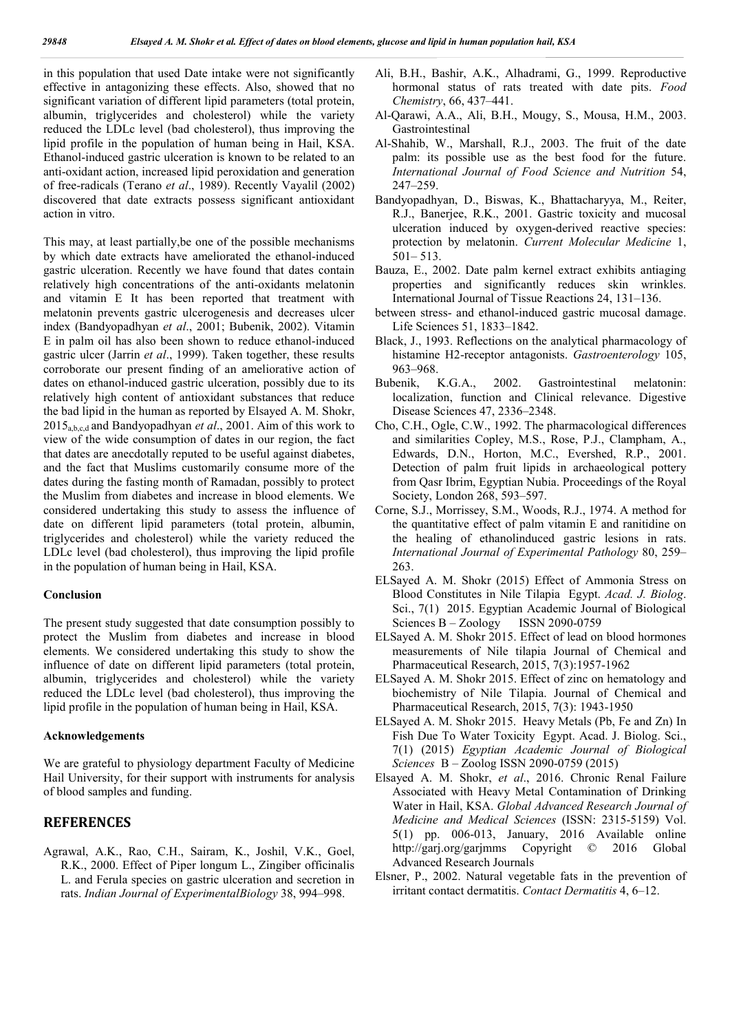in this population that used Date intake were not significantly effective in antagonizing these effects. Also, showed that no significant variation of different lipid parameters (total protein, albumin, triglycerides and cholesterol) while the variety reduced the LDLc level (bad cholesterol), thus improving the lipid profile in the population of human being in Hail, KSA. Ethanol-induced gastric ulceration is known to be related to an anti-oxidant action, increased lipid peroxidation and generation of free-radicals (Terano *et al*., 1989). Recently Vayalil (2002) discovered that date extracts possess significant antioxidant action in vitro.

This may, at least partially,be one of the possible mechanisms by which date extracts have ameliorated the ethanol-induced gastric ulceration. Recently we have found that dates contain relatively high concentrations of the anti-oxidants melatonin and vitamin E It has been reported that treatment with melatonin prevents gastric ulcerogenesis and decreases ulcer index (Bandyopadhyan *et al*., 2001; Bubenik, 2002). Vitamin E in palm oil has also been shown to reduce ethanol-induced gastric ulcer (Jarrin *et al*., 1999). Taken together, these results corroborate our present finding of an ameliorative action of dates on ethanol-induced gastric ulceration, possibly due to its relatively high content of antioxidant substances that reduce the bad lipid in the human as reported by Elsayed A. M. Shokr, $2015_{a,b,c,d}$ and Bandyopadhyan *et al*., 2001. Aim of this work to view of the wide consumption of dates in our region, the fact that dates are anecdotally reputed to be useful against diabetes, and the fact that Muslims customarily consume more of the dates during the fasting month of Ramadan, possibly to protect the Muslim from diabetes and increase in blood elements. We considered undertaking this study to assess the influence of date on different lipid parameters (total protein, albumin, triglycerides and cholesterol) while the variety reduced the LDLc level (bad cholesterol), thus improving the lipid profile in the population of human being in Hail, KSA.

**Conclusion**

The present study suggested that date consumption possibly to protect the Muslim from diabetes and increase in blood elements. We considered undertaking this study to show the influence of date on different lipid parameters (total protein, albumin, triglycerides and cholesterol) while the variety reduced the LDLc level (bad cholesterol), thus improving the lipid profile in the population of human being in Hail, KSA.

**Acknowledgements**

We are grateful to physiology department Faculty of Medicine Hail University, for their support with instruments for analysis of blood samples and funding.

## REFERENCES

Agrawal, A.K., Rao, C.H., Sairam, K., Joshil, V.K., Goel, R.K., 2000. Effect of Piper longum L., Zingiber officinalis L. and Ferula species on gastric ulceration and secretion in rats. *Indian Journal of ExperimentalBiology* 38, 994–998.

Ali, B.H., Bashir, A.K., Alhadrami, G., 1999. Reproductive hormonal status of rats treated with date pits. *Food Chemistry*, 66, 437–441.

Al-Qarawi, A.A., Ali, B.H., Mougy, S., Mousa, H.M., 2003. Gastrointestinal

Al-Shahib, W., Marshall, R.J., 2003. The fruit of the date palm: its possible use as the best food for the future. *International Journal of Food Science and Nutrition* 54, 247–259.

Bandyopadhyan, D., Biswas, K., Bhattacharyya, M., Reiter, R.J., Banerjee, R.K., 2001. Gastric toxicity and mucosal ulceration induced by oxygen-derived reactive species: protection by melatonin. *Current Molecular Medicine* 1, 501– 513.

Bauza, E., 2002. Date palm kernel extract exhibits antiaging properties and significantly reduces skin wrinkles. International Journal of Tissue Reactions 24, 131–136.

between stress- and ethanol-induced gastric mucosal damage. Life Sciences 51, 1833–1842.

Black, J., 1993. Reflections on the analytical pharmacology of histamine H2-receptor antagonists. *Gastroenterology* 105, 963–968.

Bubenik, K.G.A., 2002. Gastrointestinal melatonin: localization, function and Clinical relevance. Digestive Disease Sciences 47, 2336–2348.

Cho, C.H., Ogle, C.W., 1992. The pharmacological differences and similarities Copley, M.S., Rose, P.J., Clampham, A., Edwards, D.N., Horton, M.C., Evershed, R.P., 2001. Detection of palm fruit lipids in archaeological pottery from Qasr Ibrim, Egyptian Nubia. Proceedings of the Royal Society, London 268, 593–597.

Corne, S.J., Morrissey, S.M., Woods, R.J., 1974. A method for the quantitative effect of palm vitamin E and ranitidine on the healing of ethanolinduced gastric lesions in rats. *International Journal of Experimental Pathology* 80, 259–263.

ELSayed A. M. Shokr (2015) Effect of Ammonia Stress on Blood Constitutes in Nile Tilapia Egypt. *Acad. J. Biolog*. Sci., 7(1) 2015. Egyptian Academic Journal of Biological Sciences B – Zoology ISSN 2090-0759

ELSayed A. M. Shokr 2015. Effect of lead on blood hormones measurements of Nile tilapia Journal of Chemical and Pharmaceutical Research, 2015, 7(3):1957-1962

ELSayed A. M. Shokr 2015. Effect of zinc on hematology and biochemistry of Nile Tilapia. Journal of Chemical and Pharmaceutical Research, 2015, 7(3): 1943-1950

ELSayed A. M. Shokr 2015. Heavy Metals (Pb, Fe and Zn) In Fish Due To Water Toxicity Egypt. Acad. J. Biolog. Sci., 7(1) (2015) *Egyptian Academic Journal of Biological Sciences* B – Zoolog ISSN 2090-0759 (2015)

Elsayed A. M. Shokr, *et al*., 2016. Chronic Renal Failure Associated with Heavy Metal Contamination of Drinking Water in Hail, KSA. *Global Advanced Research Journal of Medicine and Medical Sciences* (ISSN: 2315-5159) Vol. 5(1) pp. 006-013, January, 2016 Available online http://garj.org/garjmms Copyright © 2016 Global Advanced Research Journals

Elsner, P., 2002. Natural vegetable fats in the prevention of irritant contact dermatitis. *Contact Dermatitis* 4, 6–12.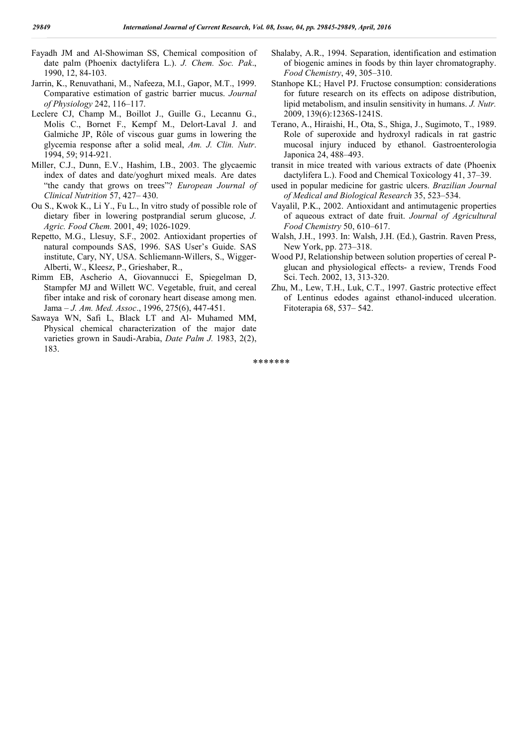Fayadh JM and Al-Showiman SS, Chemical composition of date palm (Phoenix dactylifera L.). *J. Chem. Soc. Pak*., 1990, 12, 84-103.

Jarrin, K., Renuvathani, M., Nafeeza, M.I., Gapor, M.T., 1999. Comparative estimation of gastric barrier mucus. *Journal of Physiology* 242, 116–117.

Leclere CJ, Champ M., Boillot J., Guille G., Lecannu G., Molis C., Bornet F., Kempf M., Delort-Laval J. and Galmiche JP, Rôle of viscous guar gums in lowering the glycemia response after a solid meal, *Am. J. Clin. Nutr*. 1994, 59; 914-921.

Miller, C.J., Dunn, E.V., Hashim, I.B., 2003. The glycaemic index of dates and date/yoghurt mixed meals. Are dates "the candy that grows on trees"? *European Journal of Clinical Nutrition* 57, 427– 430.

Ou S., Kwok K., Li Y., Fu L., In vitro study of possible role of dietary fiber in lowering postprandial serum glucose, *J. Agric. Food Chem.* 2001, 49; 1026-1029.

Repetto, M.G., Llesuy, S.F., 2002. Antioxidant properties of natural compounds SAS, 1996. SAS User's Guide. SAS institute, Cary, NY, USA. Schliemann-Willers, S., Wigger-Alberti, W., Kleesz, P., Grieshaber, R.,

Rimm EB, Ascherio A, Giovannucci E, Spiegelman D, Stampfer MJ and Willett WC. Vegetable, fruit, and cereal fiber intake and risk of coronary heart disease among men. Jama – *J. Am. Med. Assoc*., 1996, 275(6), 447-451.

Sawaya WN, Safi L, Black LT and Al- Muhamed MM, Physical chemical characterization of the major date varieties grown in Saudi-Arabia, *Date Palm J.* 1983, 2(2), 183.

Shalaby, A.R., 1994. Separation, identification and estimation of biogenic amines in foods by thin layer chromatography. *Food Chemistry*, 49, 305–310.

Stanhope KL; Havel PJ. Fructose consumption: considerations for future research on its effects on adipose distribution, lipid metabolism, and insulin sensitivity in humans. *J. Nutr.* 2009, 139(6):1236S-1241S.

Terano, A., Hiraishi, H., Ota, S., Shiga, J., Sugimoto, T., 1989. Role of superoxide and hydroxyl radicals in rat gastric mucosal injury induced by ethanol. Gastroenterologia Japonica 24, 488–493.

transit in mice treated with various extracts of date (Phoenix dactylifera L.). Food and Chemical Toxicology 41, 37–39.

used in popular medicine for gastric ulcers. *Brazilian Journal of Medical and Biological Research* 35, 523–534.

Vayalil, P.K., 2002. Antioxidant and antimutagenic properties of aqueous extract of date fruit. *Journal of Agricultural Food Chemistry* 50, 610–617.

Walsh, J.H., 1993. In: Walsh, J.H. (Ed.), Gastrin. Raven Press, New York, pp. 273–318.

Wood PJ, Relationship between solution properties of cereal P-glucan and physiological effects- a review, Trends Food Sci. Tech. 2002, 13, 313-320.

Zhu, M., Lew, T.H., Luk, C.T., 1997. Gastric protective effect of Lentinus edodes against ethanol-induced ulceration. Fitoterapia 68, 537– 542.

*******